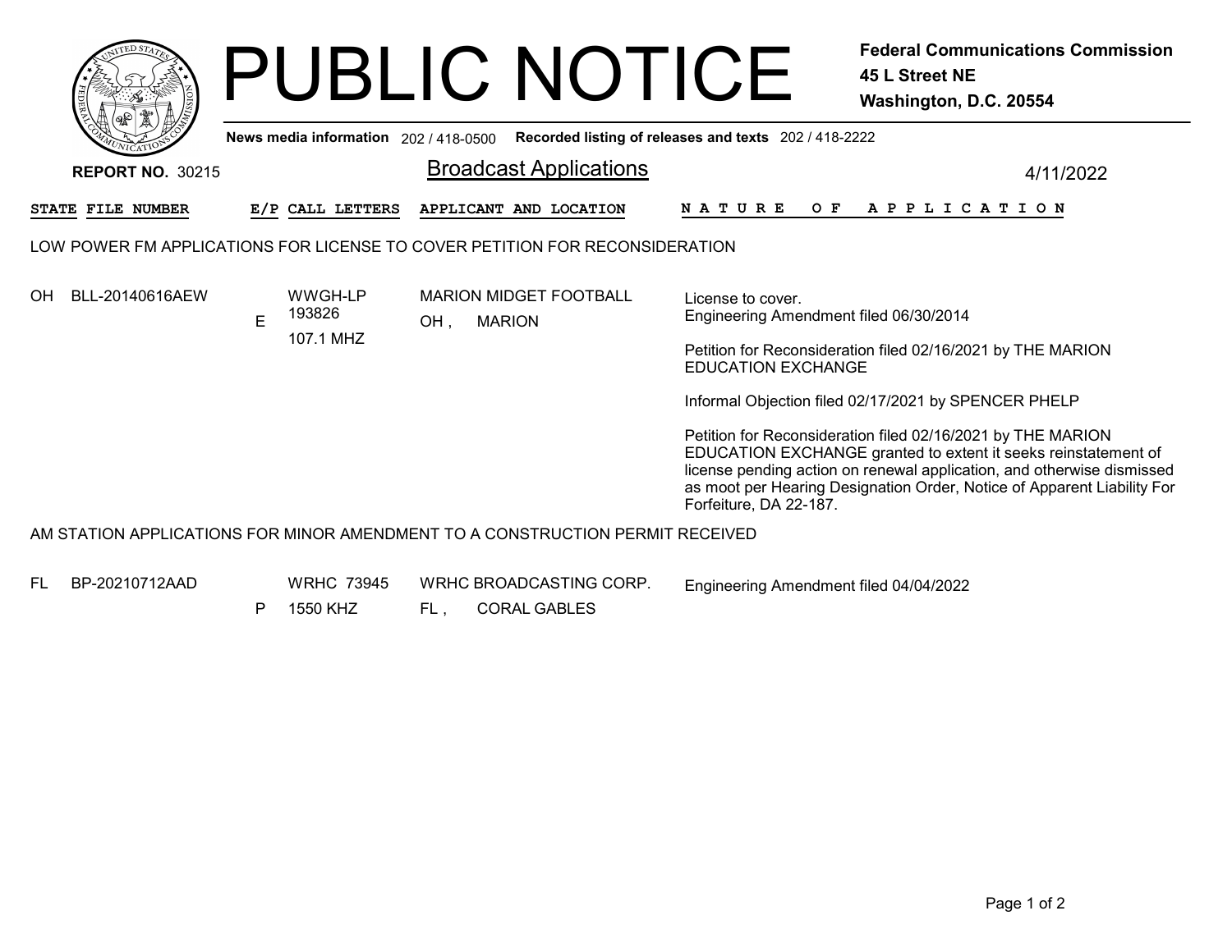# PUBLIC NOTICE

**Federal Communications Commission**
**45 L Street NE**
**Washington, D.C. 20554**

**News media information** 202 / 418-0500 **Recorded listing of releases and texts** 202 / 418-2222

**REPORT NO.** 30215

## Broadcast Applications

4/11/2022

| STATE | FILE NUMBER | E/P | CALL LETTERS | APPLICANT AND LOCATION | NATURE OF APPLICATION |
|---|---|---|---|---|---|

### LOW POWER FM APPLICATIONS FOR LICENSE TO COVER PETITION FOR RECONSIDERATION

| STATE | FILE NUMBER | E/P | CALL LETTERS | APPLICANT AND LOCATION | NATURE OF APPLICATION |
|---|---|---|---|---|---|
| OH | BLL-20140616AEW | E | WWGH-LP 193826 107.1 MHZ | MARION MIDGET FOOTBALL OH , MARION | License to cover. Engineering Amendment filed 06/30/2014<br><br>Petition for Reconsideration filed 02/16/2021 by THE MARION EDUCATION EXCHANGE<br><br>Informal Objection filed 02/17/2021 by SPENCER PHELP<br><br>Petition for Reconsideration filed 02/16/2021 by THE MARION EDUCATION EXCHANGE granted to extent it seeks reinstatement of license pending action on renewal application, and otherwise dismissed as moot per Hearing Designation Order, Notice of Apparent Liability For Forfeiture, DA 22-187. |

### AM STATION APPLICATIONS FOR MINOR AMENDMENT TO A CONSTRUCTION PERMIT RECEIVED

| STATE | FILE NUMBER | E/P | CALL LETTERS | APPLICANT AND LOCATION | NATURE OF APPLICATION |
|---|---|---|---|---|---|
| FL | BP-20210712AAD | P | WRHC 73945 1550 KHZ | WRHC BROADCASTING CORP. FL , CORAL GABLES | Engineering Amendment filed 04/04/2022 |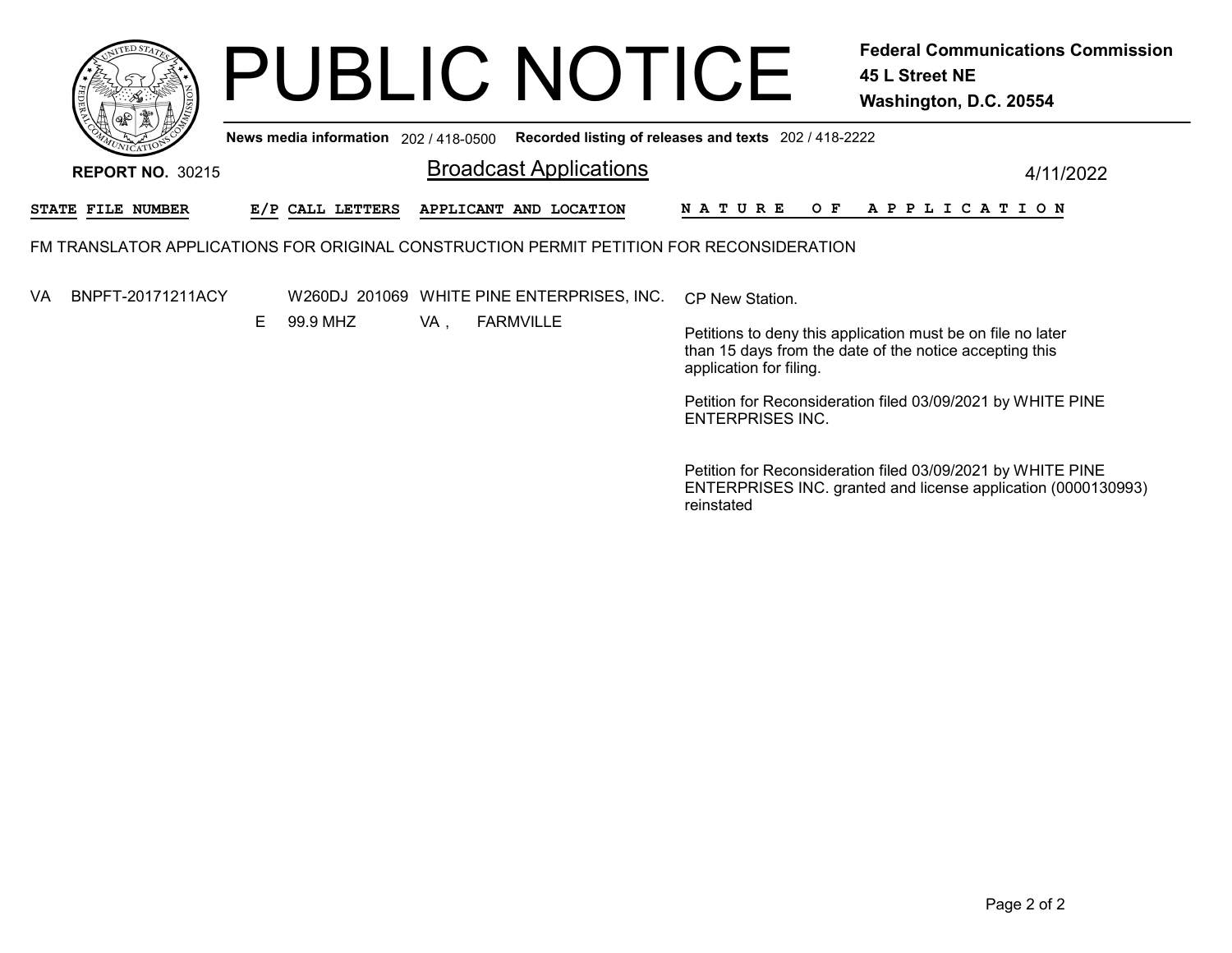# PUBLIC NOTICE

**Federal Communications Commission**
**45 L Street NE**
**Washington, D.C. 20554**

**News media information** 202 / 418-0500 **Recorded listing of releases and texts** 202 / 418-2222

**REPORT NO.** 30215

## Broadcast Applications

4/11/2022

| STATE | FILE NUMBER | E/P | CALL LETTERS | APPLICANT AND LOCATION | NATURE OF APPLICATION |
| --- | --- | --- | --- | --- | --- |

FM TRANSLATOR APPLICATIONS FOR ORIGINAL CONSTRUCTION PERMIT PETITION FOR RECONSIDERATION

| STATE | FILE NUMBER | E/P | CALL LETTERS | APPLICANT AND LOCATION | NATURE OF APPLICATION |
| --- | --- | --- | --- | --- | --- |
| VA | BNPFT-20171211ACY | E | W260DJ 201069 99.9 MHZ | WHITE PINE ENTERPRISES, INC. VA , FARMVILLE | CP New Station. Petitions to deny this application must be on file no later than 15 days from the date of the notice accepting this application for filing. Petition for Reconsideration filed 03/09/2021 by WHITE PINE ENTERPRISES INC. Petition for Reconsideration filed 03/09/2021 by WHITE PINE ENTERPRISES INC. granted and license application (0000130993) reinstated |